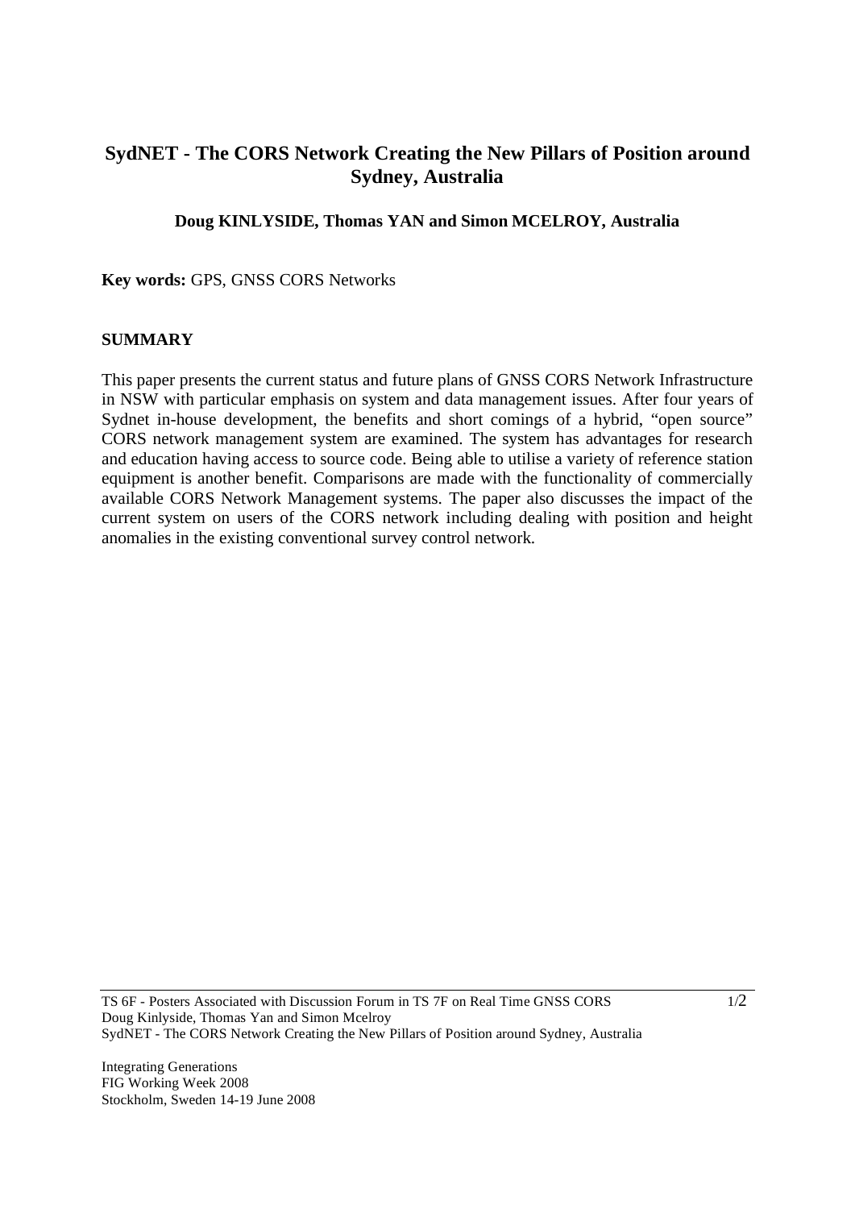# SydNET - The CORS Network Creating the New Pillars of Position around Sydney, Australia

**Doug KINLYSIDE, Thomas YAN and Simon MCELROY, Australia**

**Key words:** GPS, GNSS CORS Networks

## SUMMARY

This paper presents the current status and future plans of GNSS CORS Network Infrastructure in NSW with particular emphasis on system and data management issues. After four years of Sydnet in-house development, the benefits and short comings of a hybrid, "open source" CORS network management system are examined. The system has advantages for research and education having access to source code. Being able to utilise a variety of reference station equipment is another benefit. Comparisons are made with the functionality of commercially available CORS Network Management systems. The paper also discusses the impact of the current system on users of the CORS network including dealing with position and height anomalies in the existing conventional survey control network.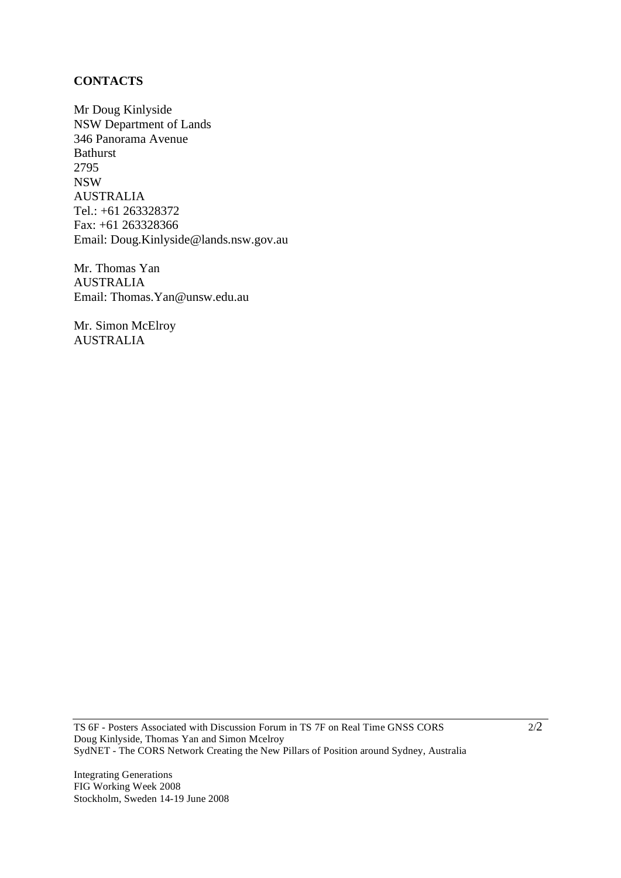**CONTACTS**

Mr Doug Kinlyside
NSW Department of Lands
346 Panorama Avenue
Bathurst
2795
NSW
AUSTRALIA
Tel.: +61 263328372
Fax: +61 263328366
Email: Doug.Kinlyside@lands.nsw.gov.au

Mr. Thomas Yan
AUSTRALIA
Email: Thomas.Yan@unsw.edu.au

Mr. Simon McElroy
AUSTRALIA